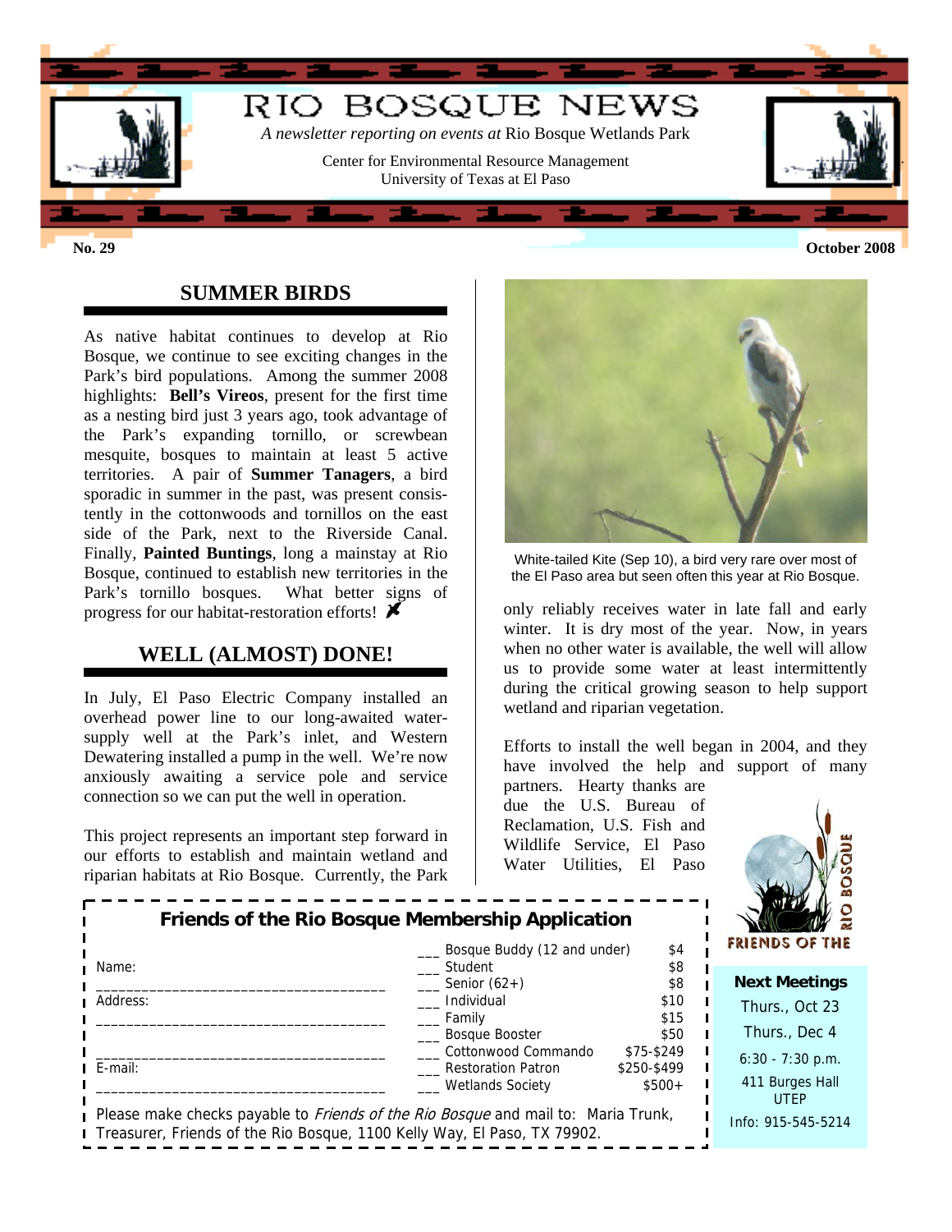# RIO BOSQUE NEWS

*A newsletter reporting on events at* Rio Bosque Wetlands Park

Center for Environmental Resource Management
University of Texas at El Paso

**No. 29** **October 2008**

## SUMMER BIRDS

As native habitat continues to develop at Rio Bosque, we continue to see exciting changes in the Park's bird populations. Among the summer 2008 highlights: **Bell's Vireos**, present for the first time as a nesting bird just 3 years ago, took advantage of the Park's expanding tornillo, or screwbean mesquite, bosques to maintain at least 5 active territories. A pair of **Summer Tanagers**, a bird sporadic in summer in the past, was present consistently in the cottonwoods and tornillos on the east side of the Park, next to the Riverside Canal. Finally, **Painted Buntings**, long a mainstay at Rio Bosque, continued to establish new territories in the Park's tornillo bosques. What better signs of progress for our habitat-restoration efforts!

White-tailed Kite (Sep 10), a bird very rare over most of the El Paso area but seen often this year at Rio Bosque.

## WELL (ALMOST) DONE!

In July, El Paso Electric Company installed an overhead power line to our long-awaited water-supply well at the Park's inlet, and Western Dewatering installed a pump in the well. We're now anxiously awaiting a service pole and service connection so we can put the well in operation.

This project represents an important step forward in our efforts to establish and maintain wetland and riparian habitats at Rio Bosque. Currently, the Park only reliably receives water in late fall and early winter. It is dry most of the year. Now, in years when no other water is available, the well will allow us to provide some water at least intermittently during the critical growing season to help support wetland and riparian vegetation.

Efforts to install the well began in 2004, and they have involved the help and support of many partners. Hearty thanks are due the U.S. Bureau of Reclamation, U.S. Fish and Wildlife Service, El Paso Water Utilities, El Paso

### Friends of the Rio Bosque Membership Application

Name: ______________________________

Address: ______________________________

______________________________

E-mail: ______________________________

| | Membership | Amount |
|---|---|---|
| ___ | Bosque Buddy (12 and under) | $4 |
| ___ | Student | $8 |
| ___ | Senior (62+) | $8 |
| ___ | Individual | $10 |
| ___ | Family | $15 |
| ___ | Bosque Booster | $50 |
| ___ | Cottonwood Commando | $75-$249 |
| ___ | Restoration Patron | $250-$499 |
| ___ | Wetlands Society | $500+ |

Please make checks payable to *Friends of the Rio Bosque* and mail to: Maria Trunk, Treasurer, Friends of the Rio Bosque, 1100 Kelly Way, El Paso, TX 79902.

FRIENDS OF THE RIO BOSQUE

**Next Meetings**

Thurs., Oct 23

Thurs., Dec 4

6:30 - 7:30 p.m.

411 Burges Hall
UTEP

Info: 915-545-5214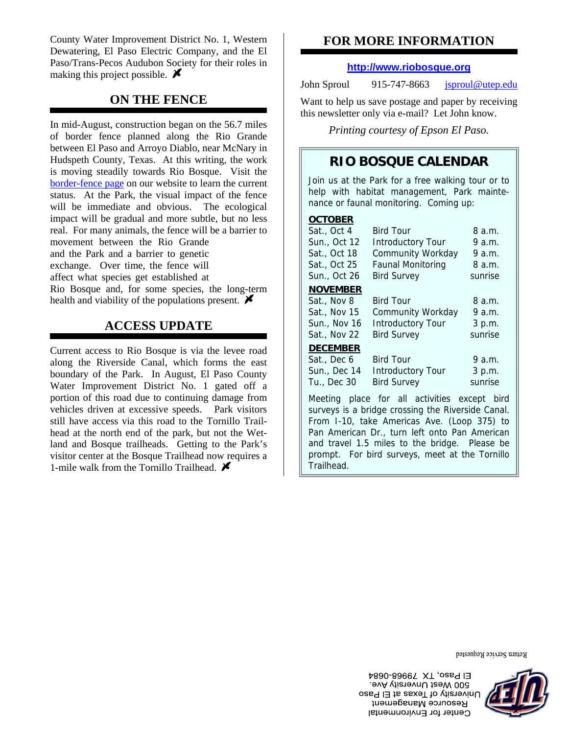County Water Improvement District No. 1, Western Dewatering, El Paso Electric Company, and the El Paso/Trans-Pecos Audubon Society for their roles in making this project possible. ✘

## ON THE FENCE

In mid-August, construction began on the 56.7 miles of border fence planned along the Rio Grande between El Paso and Arroyo Diablo, near McNary in Hudspeth County, Texas. At this writing, the work is moving steadily towards Rio Bosque. Visit the border-fence page on our website to learn the current status. At the Park, the visual impact of the fence will be immediate and obvious. The ecological impact will be gradual and more subtle, but no less real. For many animals, the fence will be a barrier to movement between the Rio Grande and the Park and a barrier to genetic exchange. Over time, the fence will affect what species get established at Rio Bosque and, for some species, the long-term health and viability of the populations present. ✘

## ACCESS UPDATE

Current access to Rio Bosque is via the levee road along the Riverside Canal, which forms the east boundary of the Park. In August, El Paso County Water Improvement District No. 1 gated off a portion of this road due to continuing damage from vehicles driven at excessive speeds. Park visitors still have access via this road to the Tornillo Trailhead at the north end of the park, but not the Wetland and Bosque trailheads. Getting to the Park's visitor center at the Bosque Trailhead now requires a 1-mile walk from the Tornillo Trailhead. ✘

## FOR MORE INFORMATION

**http://www.riobosque.org**

John Sproul 915-747-8663 jsproul@utep.edu

Want to help us save postage and paper by receiving this newsletter only via e-mail? Let John know.

*Printing courtesy of Epson El Paso.*

## RIO BOSQUE CALENDAR

Join us at the Park for a free walking tour or to help with habitat management, Park maintenance or faunal monitoring. Coming up:

**OCTOBER**

| | | |
|---|---|---|
| Sat., Oct 4 | Bird Tour | 8 a.m. |
| Sun., Oct 12 | Introductory Tour | 9 a.m. |
| Sat., Oct 18 | Community Workday | 9 a.m. |
| Sat., Oct 25 | Faunal Monitoring | 8 a.m. |
| Sun., Oct 26 | Bird Survey | sunrise |

**NOVEMBER**

| | | |
|---|---|---|
| Sat., Nov 8 | Bird Tour | 8 a.m. |
| Sat., Nov 15 | Community Workday | 9 a.m. |
| Sun., Nov 16 | Introductory Tour | 3 p.m. |
| Sat., Nov 22 | Bird Survey | sunrise |

**DECEMBER**

| | | |
|---|---|---|
| Sat., Dec 6 | Bird Tour | 9 a.m. |
| Sun., Dec 14 | Introductory Tour | 3 p.m. |
| Tu., Dec 30 | Bird Survey | sunrise |

Meeting place for all activities except bird surveys is a bridge crossing the Riverside Canal. From I-10, take Americas Ave. (Loop 375) to Pan American Dr., turn left onto Pan American and travel 1.5 miles to the bridge. Please be prompt. For bird surveys, meet at the Tornillo Trailhead.

Return Service Requested

Center for Environmental Resource Management
University of Texas at El Paso
500 West University Ave.
El Paso, TX 79968-0684